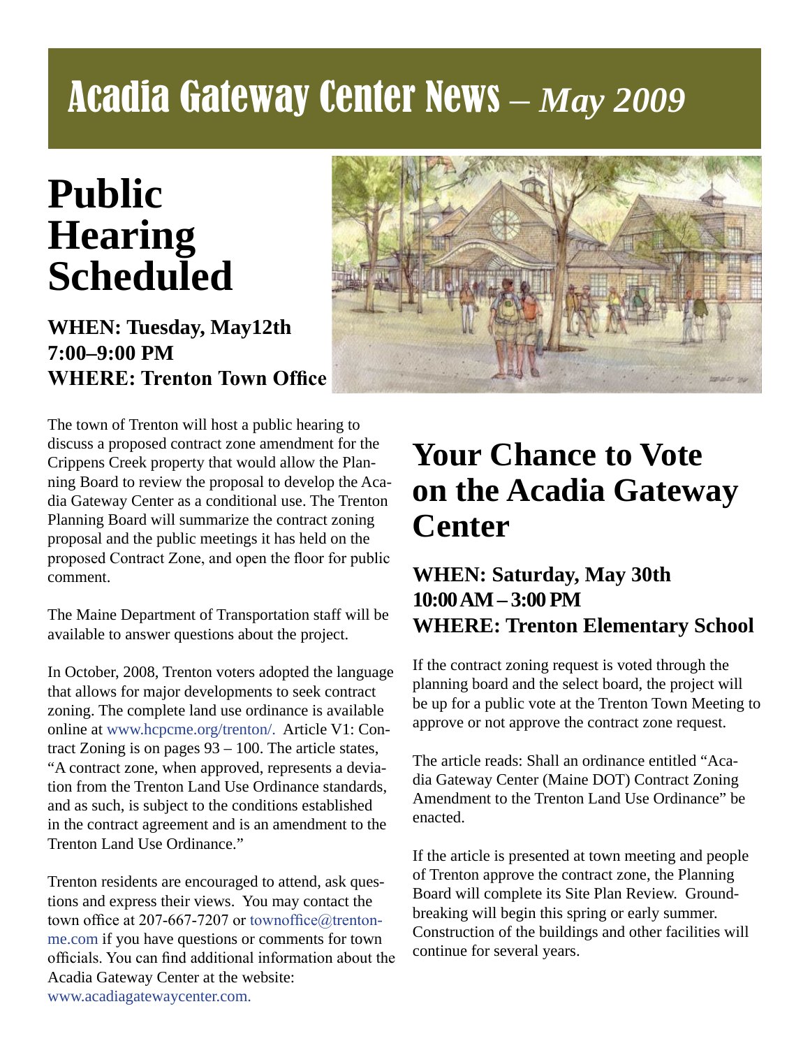# Acadia Gateway Center News – *May 2009*

## Public Hearing Scheduled

**WHEN: Tuesday, May12th**
**7:00–9:00 PM**
**WHERE: Trenton Town Office**

The town of Trenton will host a public hearing to discuss a proposed contract zone amendment for the Crippens Creek property that would allow the Planning Board to review the proposal to develop the Acadia Gateway Center as a conditional use. The Trenton Planning Board will summarize the contract zoning proposal and the public meetings it has held on the proposed Contract Zone, and open the floor for public comment.

The Maine Department of Transportation staff will be available to answer questions about the project.

In October, 2008, Trenton voters adopted the language that allows for major developments to seek contract zoning. The complete land use ordinance is available online at www.hcpcme.org/trenton/. Article V1: Contract Zoning is on pages 93 – 100. The article states, "A contract zone, when approved, represents a deviation from the Trenton Land Use Ordinance standards, and as such, is subject to the conditions established in the contract agreement and is an amendment to the Trenton Land Use Ordinance."

Trenton residents are encouraged to attend, ask questions and express their views. You may contact the town office at 207-667-7207 or townoffice@trenton-me.com if you have questions or comments for town officials. You can find additional information about the Acadia Gateway Center at the website: www.acadiagatewaycenter.com.

## Your Chance to Vote on the Acadia Gateway Center

**WHEN: Saturday, May 30th**
**10:00 AM – 3:00 PM**
**WHERE: Trenton Elementary School**

If the contract zoning request is voted through the planning board and the select board, the project will be up for a public vote at the Trenton Town Meeting to approve or not approve the contract zone request.

The article reads: Shall an ordinance entitled "Acadia Gateway Center (Maine DOT) Contract Zoning Amendment to the Trenton Land Use Ordinance" be enacted.

If the article is presented at town meeting and people of Trenton approve the contract zone, the Planning Board will complete its Site Plan Review. Groundbreaking will begin this spring or early summer. Construction of the buildings and other facilities will continue for several years.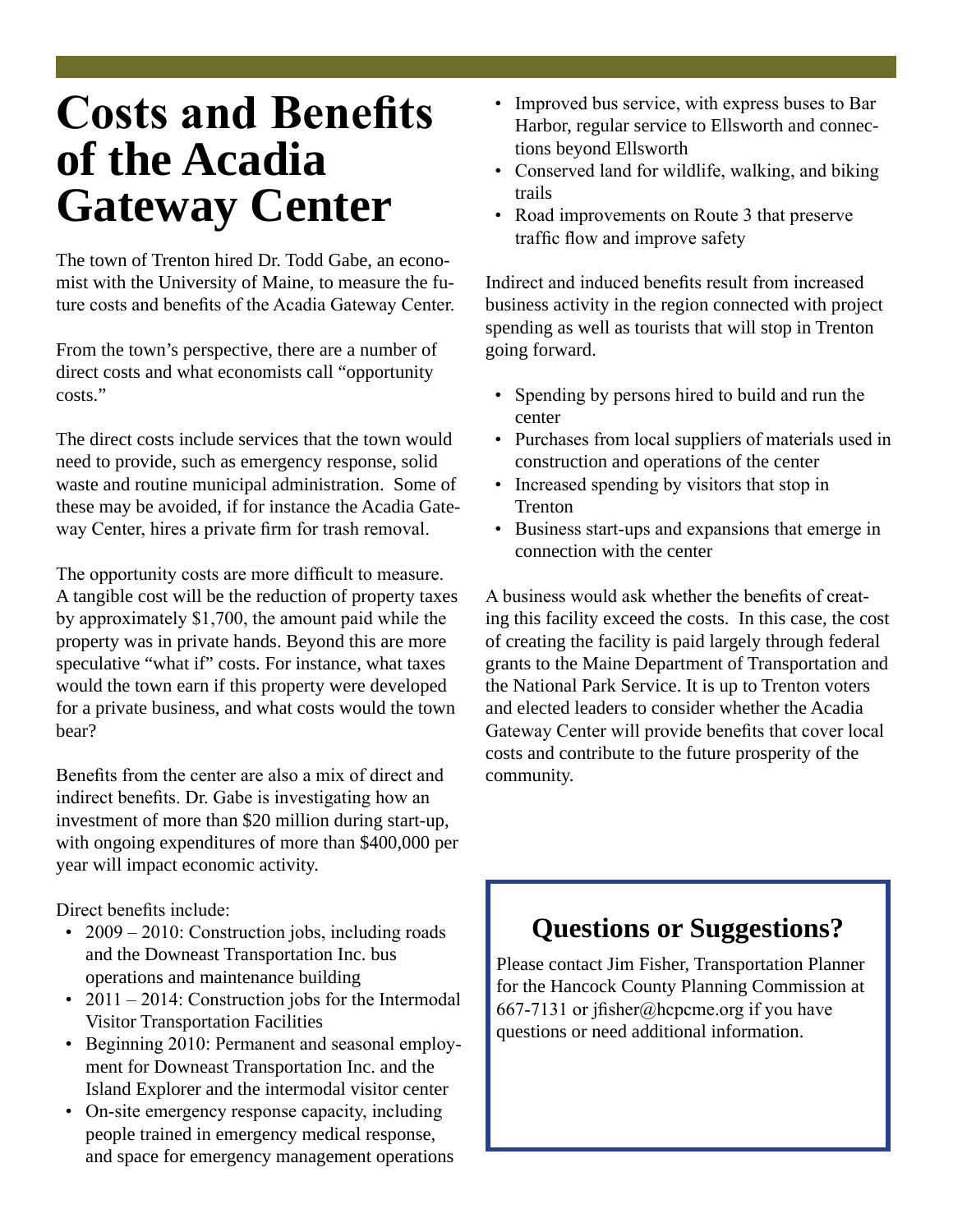# Costs and Benefits of the Acadia Gateway Center

The town of Trenton hired Dr. Todd Gabe, an economist with the University of Maine, to measure the future costs and benefits of the Acadia Gateway Center.

From the town's perspective, there are a number of direct costs and what economists call "opportunity costs."

The direct costs include services that the town would need to provide, such as emergency response, solid waste and routine municipal administration. Some of these may be avoided, if for instance the Acadia Gateway Center, hires a private firm for trash removal.

The opportunity costs are more difficult to measure. A tangible cost will be the reduction of property taxes by approximately $1,700, the amount paid while the property was in private hands. Beyond this are more speculative "what if" costs. For instance, what taxes would the town earn if this property were developed for a private business, and what costs would the town bear?

Benefits from the center are also a mix of direct and indirect benefits. Dr. Gabe is investigating how an investment of more than $20 million during start-up, with ongoing expenditures of more than $400,000 per year will impact economic activity.

Direct benefits include:

- 2009 – 2010: Construction jobs, including roads and the Downeast Transportation Inc. bus operations and maintenance building
- 2011 – 2014: Construction jobs for the Intermodal Visitor Transportation Facilities
- Beginning 2010: Permanent and seasonal employment for Downeast Transportation Inc. and the Island Explorer and the intermodal visitor center
- On-site emergency response capacity, including people trained in emergency medical response, and space for emergency management operations
- Improved bus service, with express buses to Bar Harbor, regular service to Ellsworth and connections beyond Ellsworth
- Conserved land for wildlife, walking, and biking trails
- Road improvements on Route 3 that preserve traffic flow and improve safety

Indirect and induced benefits result from increased business activity in the region connected with project spending as well as tourists that will stop in Trenton going forward.

- Spending by persons hired to build and run the center
- Purchases from local suppliers of materials used in construction and operations of the center
- Increased spending by visitors that stop in Trenton
- Business start-ups and expansions that emerge in connection with the center

A business would ask whether the benefits of creating this facility exceed the costs. In this case, the cost of creating the facility is paid largely through federal grants to the Maine Department of Transportation and the National Park Service. It is up to Trenton voters and elected leaders to consider whether the Acadia Gateway Center will provide benefits that cover local costs and contribute to the future prosperity of the community.

## Questions or Suggestions?

Please contact Jim Fisher, Transportation Planner for the Hancock County Planning Commission at 667-7131 or jfisher@hcpcme.org if you have questions or need additional information.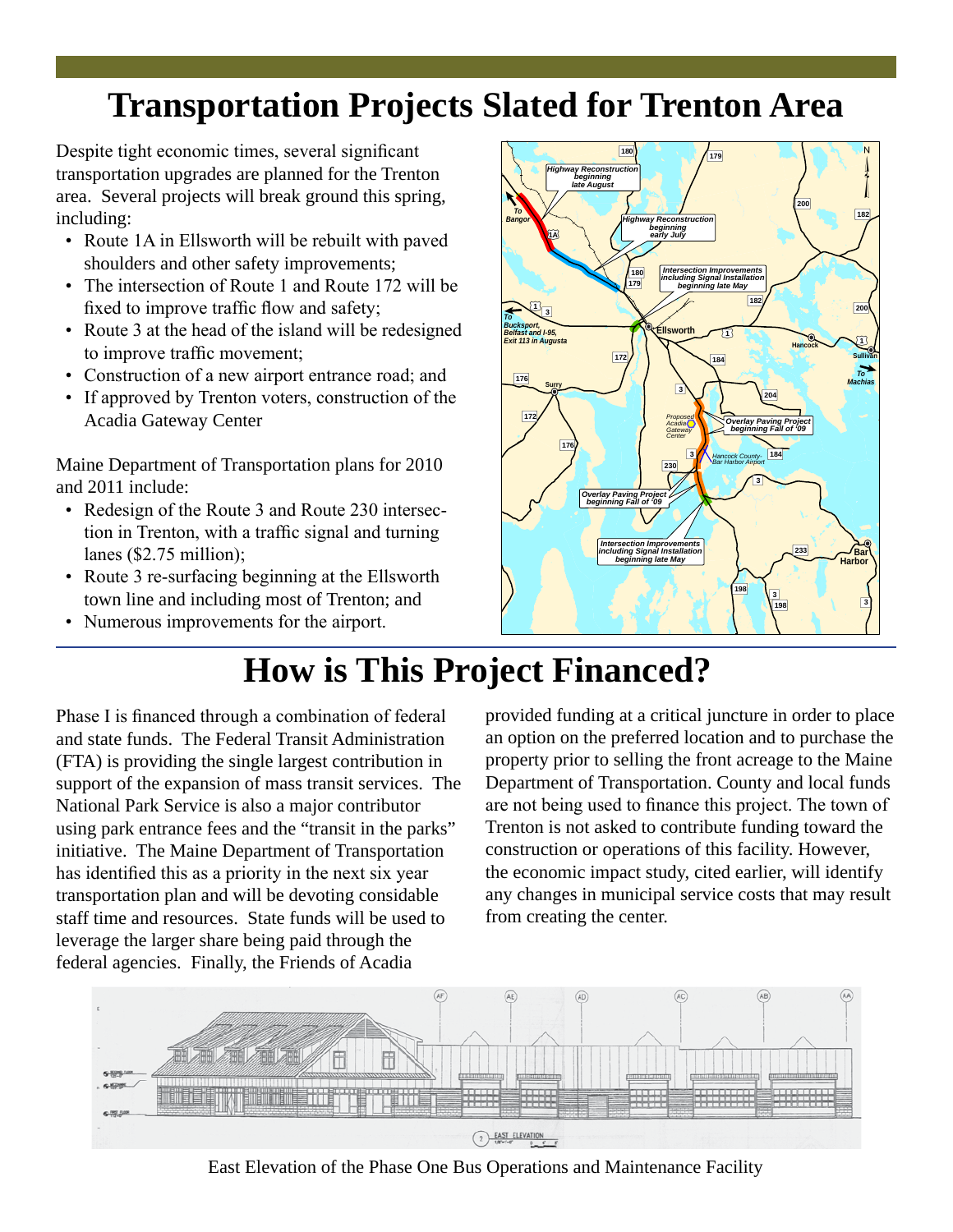# Transportation Projects Slated for Trenton Area

Despite tight economic times, several significant transportation upgrades are planned for the Trenton area. Several projects will break ground this spring, including:

- Route 1A in Ellsworth will be rebuilt with paved shoulders and other safety improvements;
- The intersection of Route 1 and Route 172 will be fixed to improve traffic flow and safety;
- Route 3 at the head of the island will be redesigned to improve traffic movement;
- Construction of a new airport entrance road; and
- If approved by Trenton voters, construction of the Acadia Gateway Center

Maine Department of Transportation plans for 2010 and 2011 include:

- Redesign of the Route 3 and Route 230 intersection in Trenton, with a traffic signal and turning lanes ($2.75 million);
- Route 3 re-surfacing beginning at the Ellsworth town line and including most of Trenton; and
- Numerous improvements for the airport.

# How is This Project Financed?

Phase I is financed through a combination of federal and state funds. The Federal Transit Administration (FTA) is providing the single largest contribution in support of the expansion of mass transit services. The National Park Service is also a major contributor using park entrance fees and the "transit in the parks" initiative. The Maine Department of Transportation has identified this as a priority in the next six year transportation plan and will be devoting considable staff time and resources. State funds will be used to leverage the larger share being paid through the federal agencies. Finally, the Friends of Acadia provided funding at a critical juncture in order to place an option on the preferred location and to purchase the property prior to selling the front acreage to the Maine Department of Transportation. County and local funds are not being used to finance this project. The town of Trenton is not asked to contribute funding toward the construction or operations of this facility. However, the economic impact study, cited earlier, will identify any changes in municipal service costs that may result from creating the center.

East Elevation of the Phase One Bus Operations and Maintenance Facility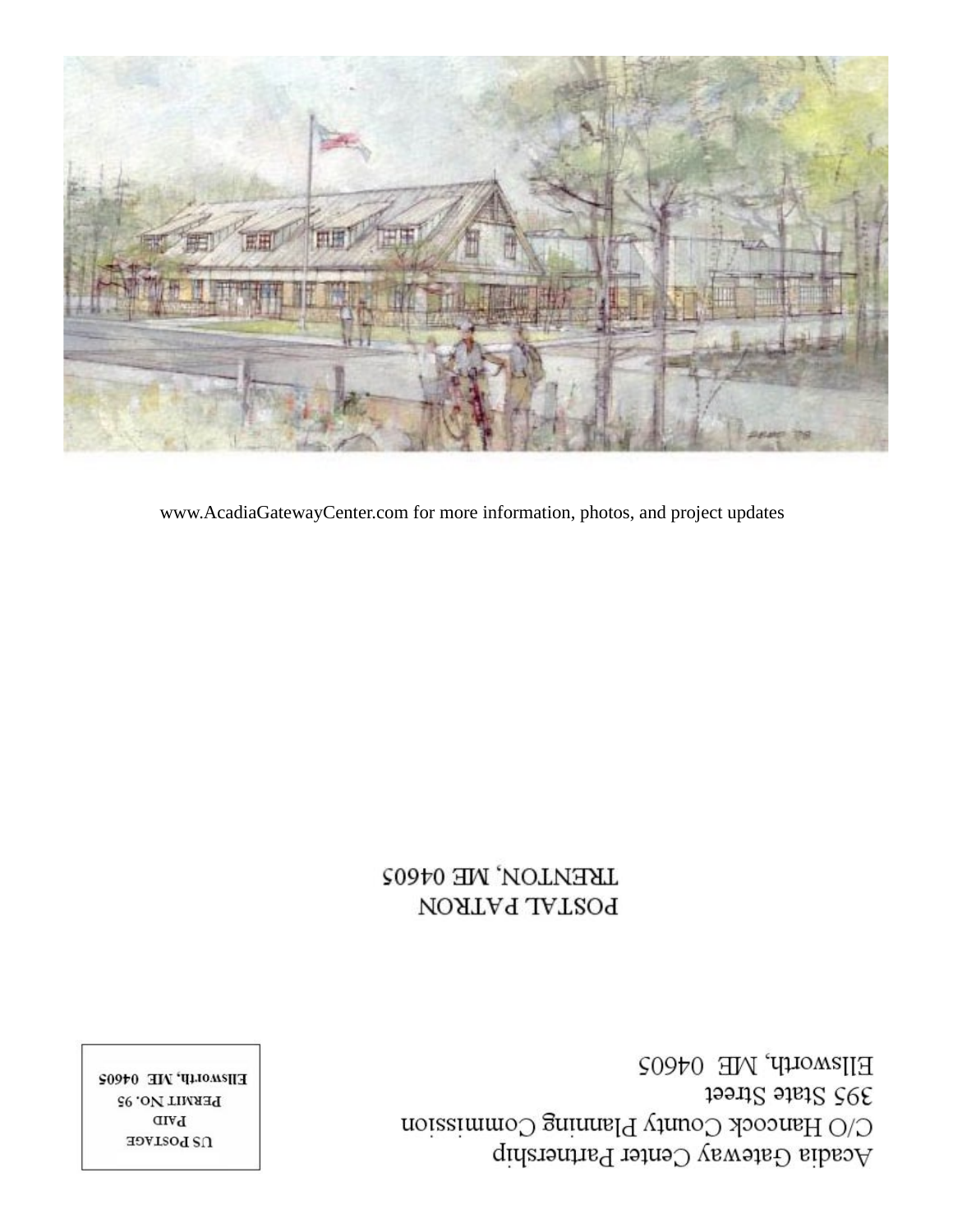www.AcadiaGatewayCenter.com for more information, photos, and project updates

POSTAL PATRON
TRENTON, ME 04605

Acadia Gateway Center Partnership
C/O Hancock County Planning Commission
395 State Street
Ellsworth, ME 04605

US POSTAGE
PAID
PERMIT NO. 95
Ellsworth, ME 04605